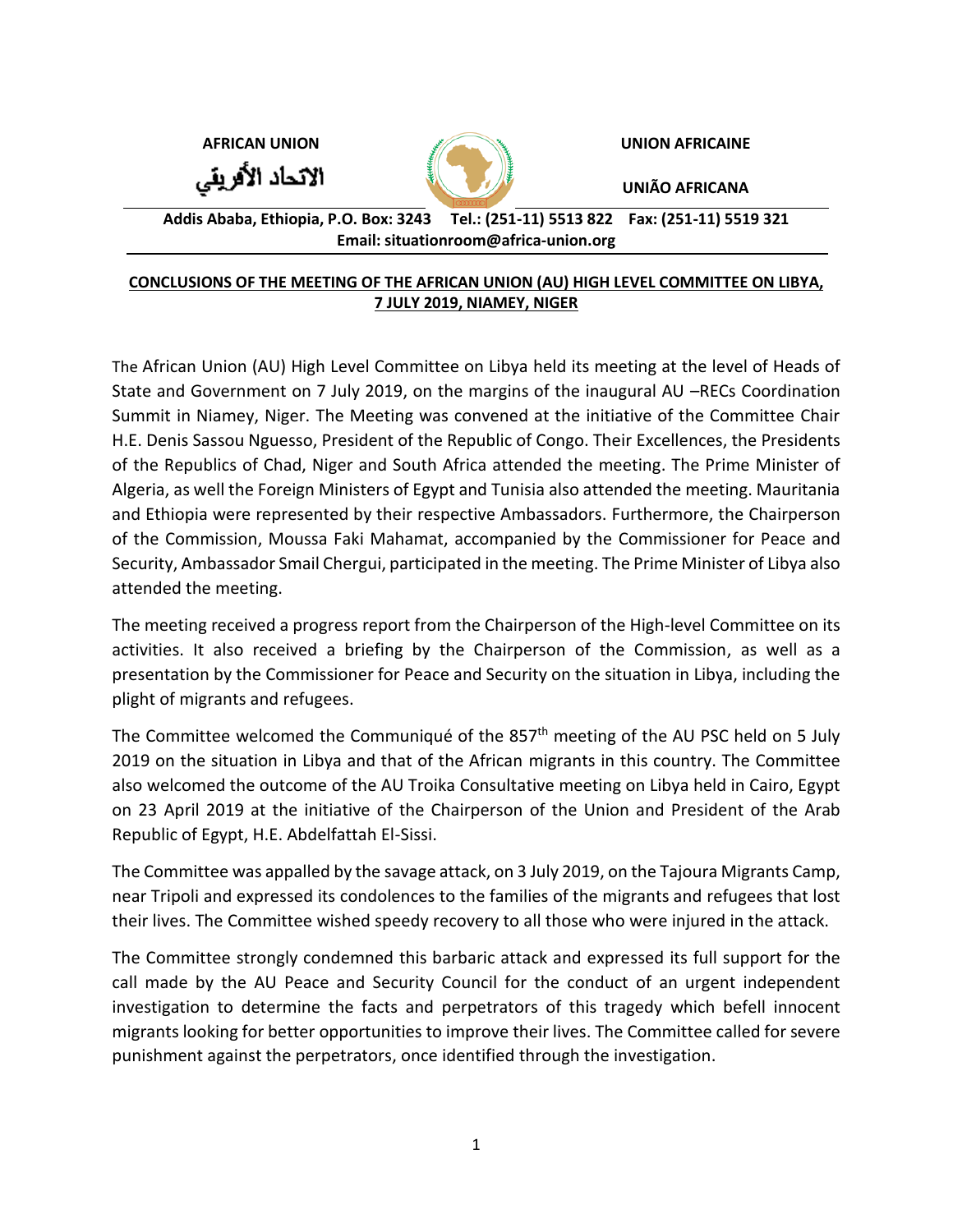**AFRICAN UNION** | **UNION AFRICAINE**

**الاتحاد الأفريقي** | **UNIÃO AFRICANA**

**Addis Ababa, Ethiopia, P.O. Box: 3243 Tel.: (251-11) 5513 822 Fax: (251-11) 5519 321**
**Email: situationroom@africa-union.org**

## CONCLUSIONS OF THE MEETING OF THE AFRICAN UNION (AU) HIGH LEVEL COMMITTEE ON LIBYA, 7 JULY 2019, NIAMEY, NIGER

The African Union (AU) High Level Committee on Libya held its meeting at the level of Heads of State and Government on 7 July 2019, on the margins of the inaugural AU –RECs Coordination Summit in Niamey, Niger. The Meeting was convened at the initiative of the Committee Chair H.E. Denis Sassou Nguesso, President of the Republic of Congo. Their Excellences, the Presidents of the Republics of Chad, Niger and South Africa attended the meeting. The Prime Minister of Algeria, as well the Foreign Ministers of Egypt and Tunisia also attended the meeting. Mauritania and Ethiopia were represented by their respective Ambassadors. Furthermore, the Chairperson of the Commission, Moussa Faki Mahamat, accompanied by the Commissioner for Peace and Security, Ambassador Smail Chergui, participated in the meeting. The Prime Minister of Libya also attended the meeting.

The meeting received a progress report from the Chairperson of the High-level Committee on its activities. It also received a briefing by the Chairperson of the Commission, as well as a presentation by the Commissioner for Peace and Security on the situation in Libya, including the plight of migrants and refugees.

The Committee welcomed the Communiqué of the 857th meeting of the AU PSC held on 5 July 2019 on the situation in Libya and that of the African migrants in this country. The Committee also welcomed the outcome of the AU Troika Consultative meeting on Libya held in Cairo, Egypt on 23 April 2019 at the initiative of the Chairperson of the Union and President of the Arab Republic of Egypt, H.E. Abdelfattah El-Sissi.

The Committee was appalled by the savage attack, on 3 July 2019, on the Tajoura Migrants Camp, near Tripoli and expressed its condolences to the families of the migrants and refugees that lost their lives. The Committee wished speedy recovery to all those who were injured in the attack.

The Committee strongly condemned this barbaric attack and expressed its full support for the call made by the AU Peace and Security Council for the conduct of an urgent independent investigation to determine the facts and perpetrators of this tragedy which befell innocent migrants looking for better opportunities to improve their lives. The Committee called for severe punishment against the perpetrators, once identified through the investigation.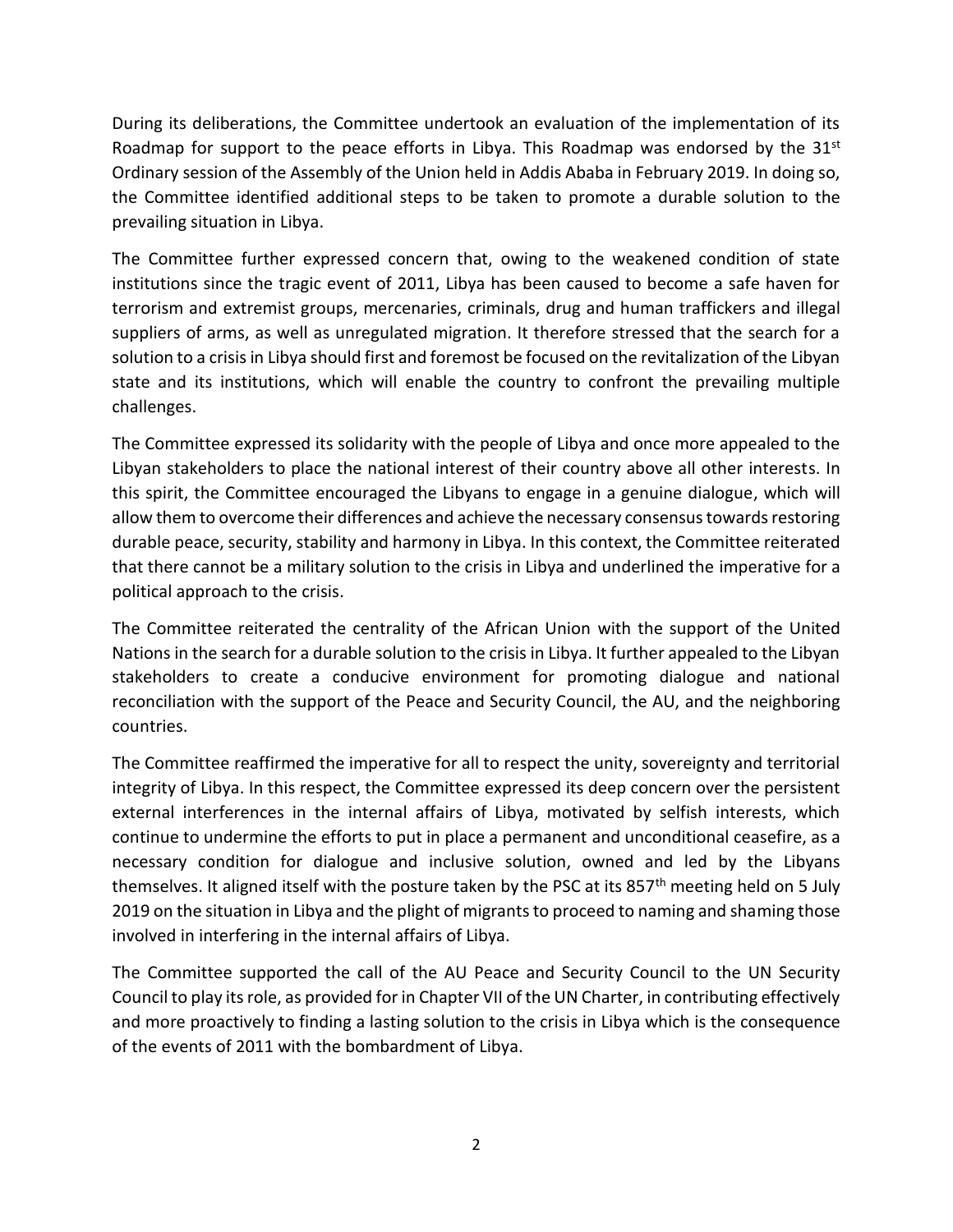During its deliberations, the Committee undertook an evaluation of the implementation of its Roadmap for support to the peace efforts in Libya. This Roadmap was endorsed by the 31st Ordinary session of the Assembly of the Union held in Addis Ababa in February 2019. In doing so, the Committee identified additional steps to be taken to promote a durable solution to the prevailing situation in Libya.

The Committee further expressed concern that, owing to the weakened condition of state institutions since the tragic event of 2011, Libya has been caused to become a safe haven for terrorism and extremist groups, mercenaries, criminals, drug and human traffickers and illegal suppliers of arms, as well as unregulated migration. It therefore stressed that the search for a solution to a crisis in Libya should first and foremost be focused on the revitalization of the Libyan state and its institutions, which will enable the country to confront the prevailing multiple challenges.

The Committee expressed its solidarity with the people of Libya and once more appealed to the Libyan stakeholders to place the national interest of their country above all other interests. In this spirit, the Committee encouraged the Libyans to engage in a genuine dialogue, which will allow them to overcome their differences and achieve the necessary consensus towards restoring durable peace, security, stability and harmony in Libya. In this context, the Committee reiterated that there cannot be a military solution to the crisis in Libya and underlined the imperative for a political approach to the crisis.

The Committee reiterated the centrality of the African Union with the support of the United Nations in the search for a durable solution to the crisis in Libya. It further appealed to the Libyan stakeholders to create a conducive environment for promoting dialogue and national reconciliation with the support of the Peace and Security Council, the AU, and the neighboring countries.

The Committee reaffirmed the imperative for all to respect the unity, sovereignty and territorial integrity of Libya. In this respect, the Committee expressed its deep concern over the persistent external interferences in the internal affairs of Libya, motivated by selfish interests, which continue to undermine the efforts to put in place a permanent and unconditional ceasefire, as a necessary condition for dialogue and inclusive solution, owned and led by the Libyans themselves. It aligned itself with the posture taken by the PSC at its 857th meeting held on 5 July 2019 on the situation in Libya and the plight of migrants to proceed to naming and shaming those involved in interfering in the internal affairs of Libya.

The Committee supported the call of the AU Peace and Security Council to the UN Security Council to play its role, as provided for in Chapter VII of the UN Charter, in contributing effectively and more proactively to finding a lasting solution to the crisis in Libya which is the consequence of the events of 2011 with the bombardment of Libya.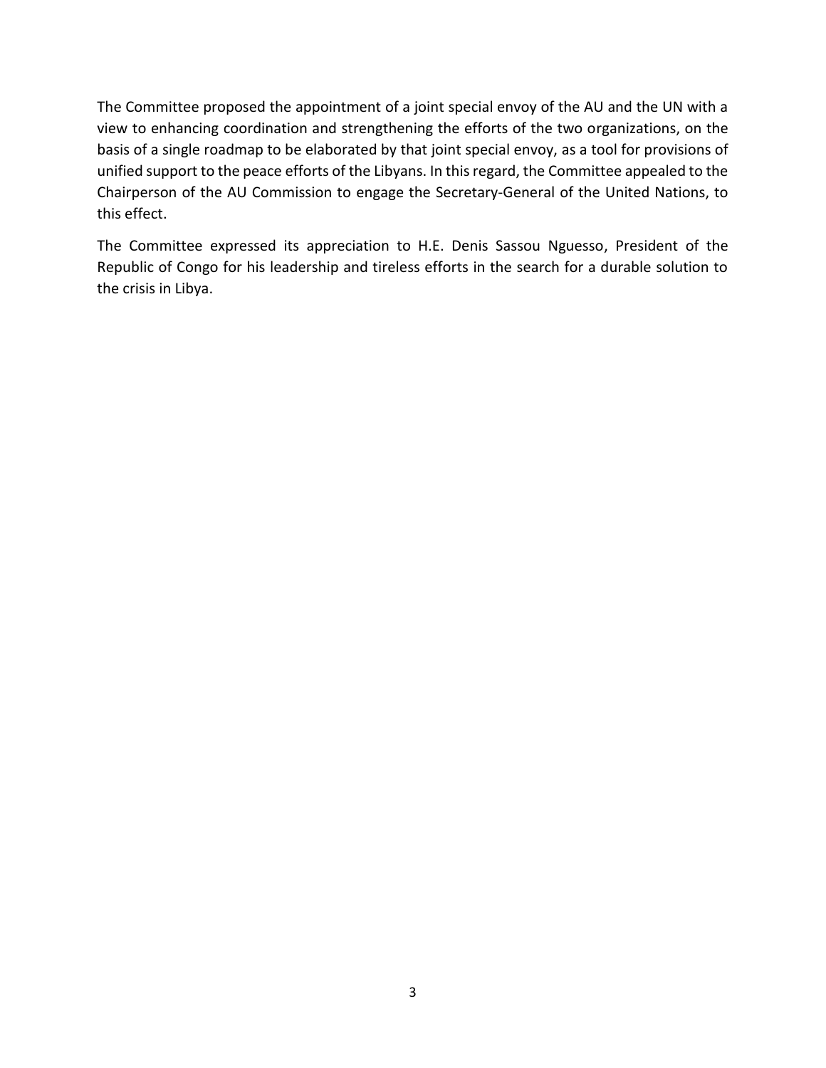The Committee proposed the appointment of a joint special envoy of the AU and the UN with a view to enhancing coordination and strengthening the efforts of the two organizations, on the basis of a single roadmap to be elaborated by that joint special envoy, as a tool for provisions of unified support to the peace efforts of the Libyans. In this regard, the Committee appealed to the Chairperson of the AU Commission to engage the Secretary-General of the United Nations, to this effect.

The Committee expressed its appreciation to H.E. Denis Sassou Nguesso, President of the Republic of Congo for his leadership and tireless efforts in the search for a durable solution to the crisis in Libya.